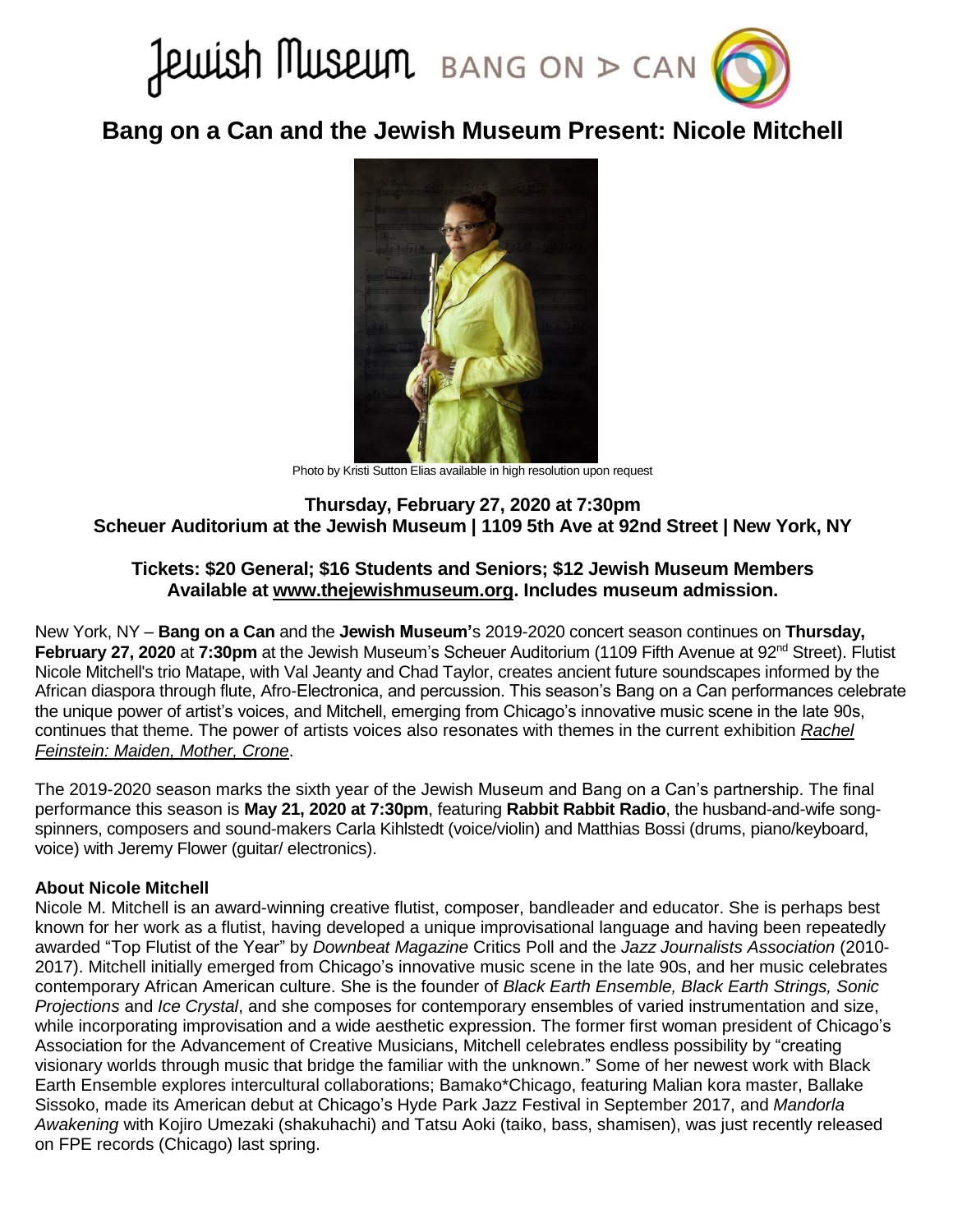Jewish Museum BANG ON A CAN

# Bang on a Can and the Jewish Museum Present: Nicole Mitchell

Photo by Kristi Sutton Elias available in high resolution upon request

**Thursday, February 27, 2020 at 7:30pm**
**Scheuer Auditorium at the Jewish Museum | 1109 5th Ave at 92nd Street | New York, NY**

**Tickets: $20 General; $16 Students and Seniors; $12 Jewish Museum Members**
**Available at www.thejewishmuseum.org. Includes museum admission.**

New York, NY – **Bang on a Can** and the **Jewish Museum'**s 2019-2020 concert season continues on **Thursday, February 27, 2020** at **7:30pm** at the Jewish Museum's Scheuer Auditorium (1109 Fifth Avenue at 92nd Street). Flutist Nicole Mitchell's trio Matape, with Val Jeanty and Chad Taylor, creates ancient future soundscapes informed by the African diaspora through flute, Afro-Electronica, and percussion. This season's Bang on a Can performances celebrate the unique power of artist's voices, and Mitchell, emerging from Chicago's innovative music scene in the late 90s, continues that theme. The power of artists voices also resonates with themes in the current exhibition *Rachel Feinstein: Maiden, Mother, Crone*.

The 2019-2020 season marks the sixth year of the Jewish Museum and Bang on a Can's partnership. The final performance this season is **May 21, 2020 at 7:30pm**, featuring **Rabbit Rabbit Radio**, the husband-and-wife song-spinners, composers and sound-makers Carla Kihlstedt (voice/violin) and Matthias Bossi (drums, piano/keyboard, voice) with Jeremy Flower (guitar/ electronics).

**About Nicole Mitchell**

Nicole M. Mitchell is an award-winning creative flutist, composer, bandleader and educator. She is perhaps best known for her work as a flutist, having developed a unique improvisational language and having been repeatedly awarded "Top Flutist of the Year" by *Downbeat Magazine* Critics Poll and the *Jazz Journalists Association* (2010-2017). Mitchell initially emerged from Chicago's innovative music scene in the late 90s, and her music celebrates contemporary African American culture. She is the founder of *Black Earth Ensemble, Black Earth Strings, Sonic Projections* and *Ice Crystal*, and she composes for contemporary ensembles of varied instrumentation and size, while incorporating improvisation and a wide aesthetic expression. The former first woman president of Chicago's Association for the Advancement of Creative Musicians, Mitchell celebrates endless possibility by "creating visionary worlds through music that bridge the familiar with the unknown." Some of her newest work with Black Earth Ensemble explores intercultural collaborations; Bamako*Chicago, featuring Malian kora master, Ballake Sissoko, made its American debut at Chicago's Hyde Park Jazz Festival in September 2017, and *Mandorla Awakening* with Kojiro Umezaki (shakuhachi) and Tatsu Aoki (taiko, bass, shamisen), was just recently released on FPE records (Chicago) last spring.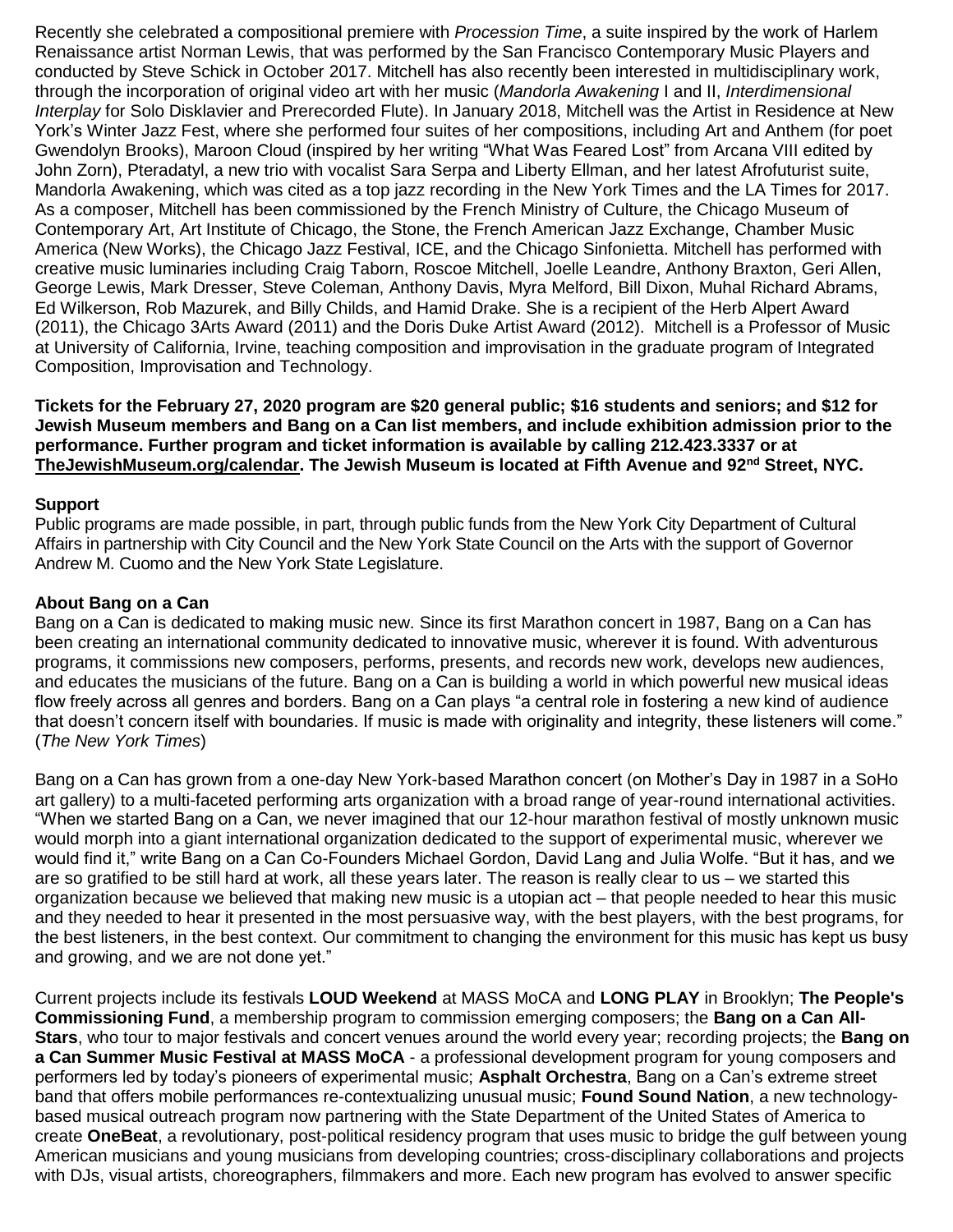Recently she celebrated a compositional premiere with *Procession Time*, a suite inspired by the work of Harlem Renaissance artist Norman Lewis, that was performed by the San Francisco Contemporary Music Players and conducted by Steve Schick in October 2017. Mitchell has also recently been interested in multidisciplinary work, through the incorporation of original video art with her music (*Mandorla Awakening* I and II, *Interdimensional Interplay* for Solo Disklavier and Prerecorded Flute). In January 2018, Mitchell was the Artist in Residence at New York's Winter Jazz Fest, where she performed four suites of her compositions, including Art and Anthem (for poet Gwendolyn Brooks), Maroon Cloud (inspired by her writing "What Was Feared Lost" from Arcana VIII edited by John Zorn), Pteradatyl, a new trio with vocalist Sara Serpa and Liberty Ellman, and her latest Afrofuturist suite, Mandorla Awakening, which was cited as a top jazz recording in the New York Times and the LA Times for 2017. As a composer, Mitchell has been commissioned by the French Ministry of Culture, the Chicago Museum of Contemporary Art, Art Institute of Chicago, the Stone, the French American Jazz Exchange, Chamber Music America (New Works), the Chicago Jazz Festival, ICE, and the Chicago Sinfonietta. Mitchell has performed with creative music luminaries including Craig Taborn, Roscoe Mitchell, Joelle Leandre, Anthony Braxton, Geri Allen, George Lewis, Mark Dresser, Steve Coleman, Anthony Davis, Myra Melford, Bill Dixon, Muhal Richard Abrams, Ed Wilkerson, Rob Mazurek, and Billy Childs, and Hamid Drake. She is a recipient of the Herb Alpert Award (2011), the Chicago 3Arts Award (2011) and the Doris Duke Artist Award (2012). Mitchell is a Professor of Music at University of California, Irvine, teaching composition and improvisation in the graduate program of Integrated Composition, Improvisation and Technology.

**Tickets for the February 27, 2020 program are $20 general public; $16 students and seniors; and $12 for Jewish Museum members and Bang on a Can list members, and include exhibition admission prior to the performance. Further program and ticket information is available by calling 212.423.3337 or at TheJewishMuseum.org/calendar. The Jewish Museum is located at Fifth Avenue and 92nd Street, NYC.**

**Support**

Public programs are made possible, in part, through public funds from the New York City Department of Cultural Affairs in partnership with City Council and the New York State Council on the Arts with the support of Governor Andrew M. Cuomo and the New York State Legislature.

**About Bang on a Can**

Bang on a Can is dedicated to making music new. Since its first Marathon concert in 1987, Bang on a Can has been creating an international community dedicated to innovative music, wherever it is found. With adventurous programs, it commissions new composers, performs, presents, and records new work, develops new audiences, and educates the musicians of the future. Bang on a Can is building a world in which powerful new musical ideas flow freely across all genres and borders. Bang on a Can plays "a central role in fostering a new kind of audience that doesn't concern itself with boundaries. If music is made with originality and integrity, these listeners will come." (*The New York Times*)

Bang on a Can has grown from a one-day New York-based Marathon concert (on Mother's Day in 1987 in a SoHo art gallery) to a multi-faceted performing arts organization with a broad range of year-round international activities. "When we started Bang on a Can, we never imagined that our 12-hour marathon festival of mostly unknown music would morph into a giant international organization dedicated to the support of experimental music, wherever we would find it," write Bang on a Can Co-Founders Michael Gordon, David Lang and Julia Wolfe. "But it has, and we are so gratified to be still hard at work, all these years later. The reason is really clear to us – we started this organization because we believed that making new music is a utopian act – that people needed to hear this music and they needed to hear it presented in the most persuasive way, with the best players, with the best programs, for the best listeners, in the best context. Our commitment to changing the environment for this music has kept us busy and growing, and we are not done yet."

Current projects include its festivals **LOUD Weekend** at MASS MoCA and **LONG PLAY** in Brooklyn; **The People's Commissioning Fund**, a membership program to commission emerging composers; the **Bang on a Can All-Stars**, who tour to major festivals and concert venues around the world every year; recording projects; the **Bang on a Can Summer Music Festival at MASS MoCA** - a professional development program for young composers and performers led by today's pioneers of experimental music; **Asphalt Orchestra**, Bang on a Can's extreme street band that offers mobile performances re-contextualizing unusual music; **Found Sound Nation**, a new technology-based musical outreach program now partnering with the State Department of the United States of America to create **OneBeat**, a revolutionary, post-political residency program that uses music to bridge the gulf between young American musicians and young musicians from developing countries; cross-disciplinary collaborations and projects with DJs, visual artists, choreographers, filmmakers and more. Each new program has evolved to answer specific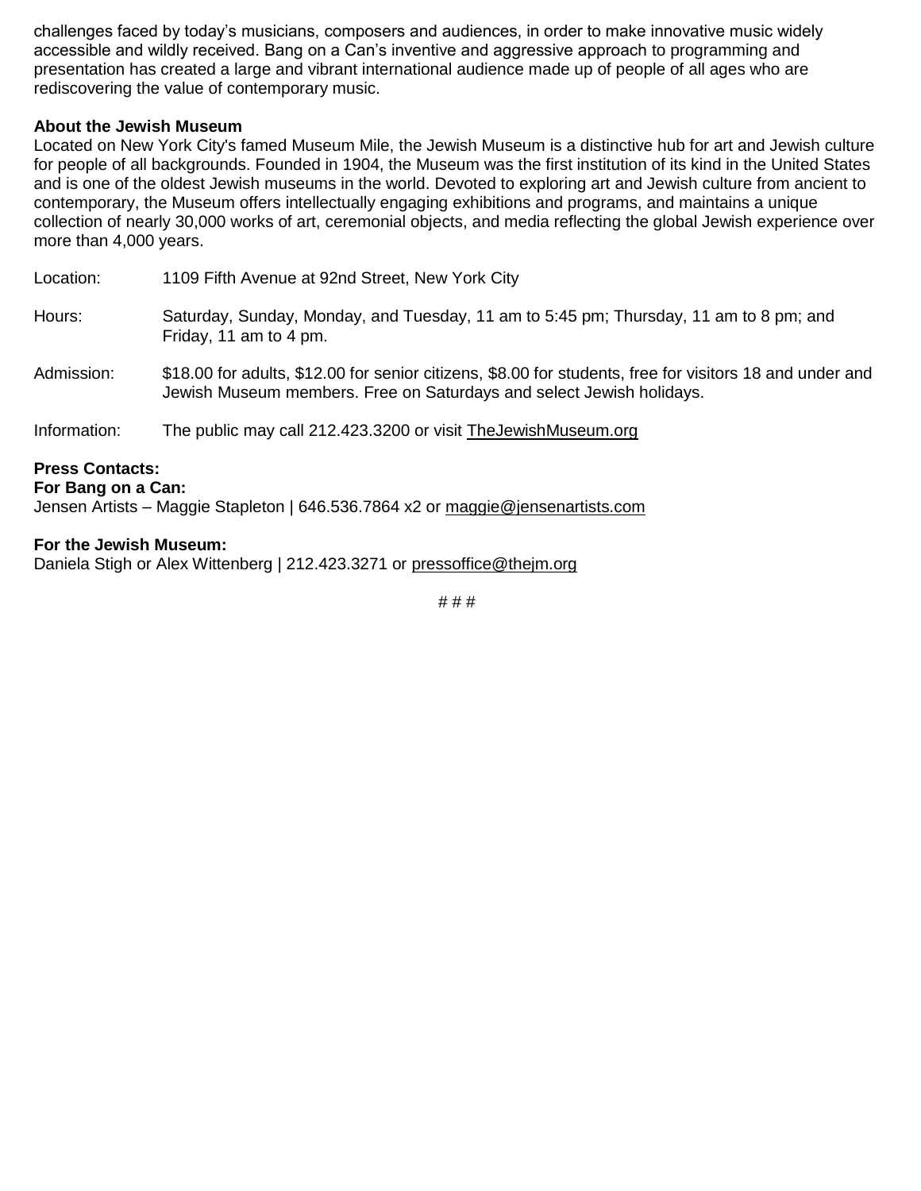challenges faced by today's musicians, composers and audiences, in order to make innovative music widely accessible and wildly received. Bang on a Can's inventive and aggressive approach to programming and presentation has created a large and vibrant international audience made up of people of all ages who are rediscovering the value of contemporary music.

**About the Jewish Museum**

Located on New York City's famed Museum Mile, the Jewish Museum is a distinctive hub for art and Jewish culture for people of all backgrounds. Founded in 1904, the Museum was the first institution of its kind in the United States and is one of the oldest Jewish museums in the world. Devoted to exploring art and Jewish culture from ancient to contemporary, the Museum offers intellectually engaging exhibitions and programs, and maintains a unique collection of nearly 30,000 works of art, ceremonial objects, and media reflecting the global Jewish experience over more than 4,000 years.

| | |
|---|---|
| Location: | 1109 Fifth Avenue at 92nd Street, New York City |
| Hours: | Saturday, Sunday, Monday, and Tuesday, 11 am to 5:45 pm; Thursday, 11 am to 8 pm; and Friday, 11 am to 4 pm. |
| Admission: | $18.00 for adults, $12.00 for senior citizens, $8.00 for students, free for visitors 18 and under and Jewish Museum members. Free on Saturdays and select Jewish holidays. |
| Information: | The public may call 212.423.3200 or visit TheJewishMuseum.org |

**Press Contacts:**
**For Bang on a Can:**
Jensen Artists – Maggie Stapleton | 646.536.7864 x2 or maggie@jensenartists.com

**For the Jewish Museum:**
Daniela Stigh or Alex Wittenberg | 212.423.3271 or pressoffice@thejm.org

# # #